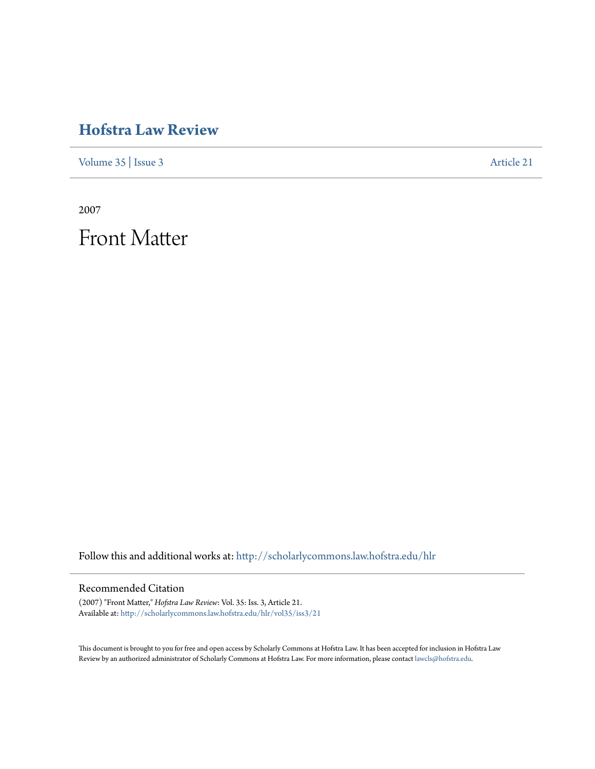# Hofstra Law Review

Volume 35 | Issue 3 Article 21

2007

# Front Matter

Follow this and additional works at: http://scholarlycommons.law.hofstra.edu/hlr

## Recommended Citation

(2007) "Front Matter," *Hofstra Law Review*: Vol. 35: Iss. 3, Article 21.
Available at: http://scholarlycommons.law.hofstra.edu/hlr/vol35/iss3/21

This document is brought to you for free and open access by Scholarly Commons at Hofstra Law. It has been accepted for inclusion in Hofstra Law Review by an authorized administrator of Scholarly Commons at Hofstra Law. For more information, please contact lawcls@hofstra.edu.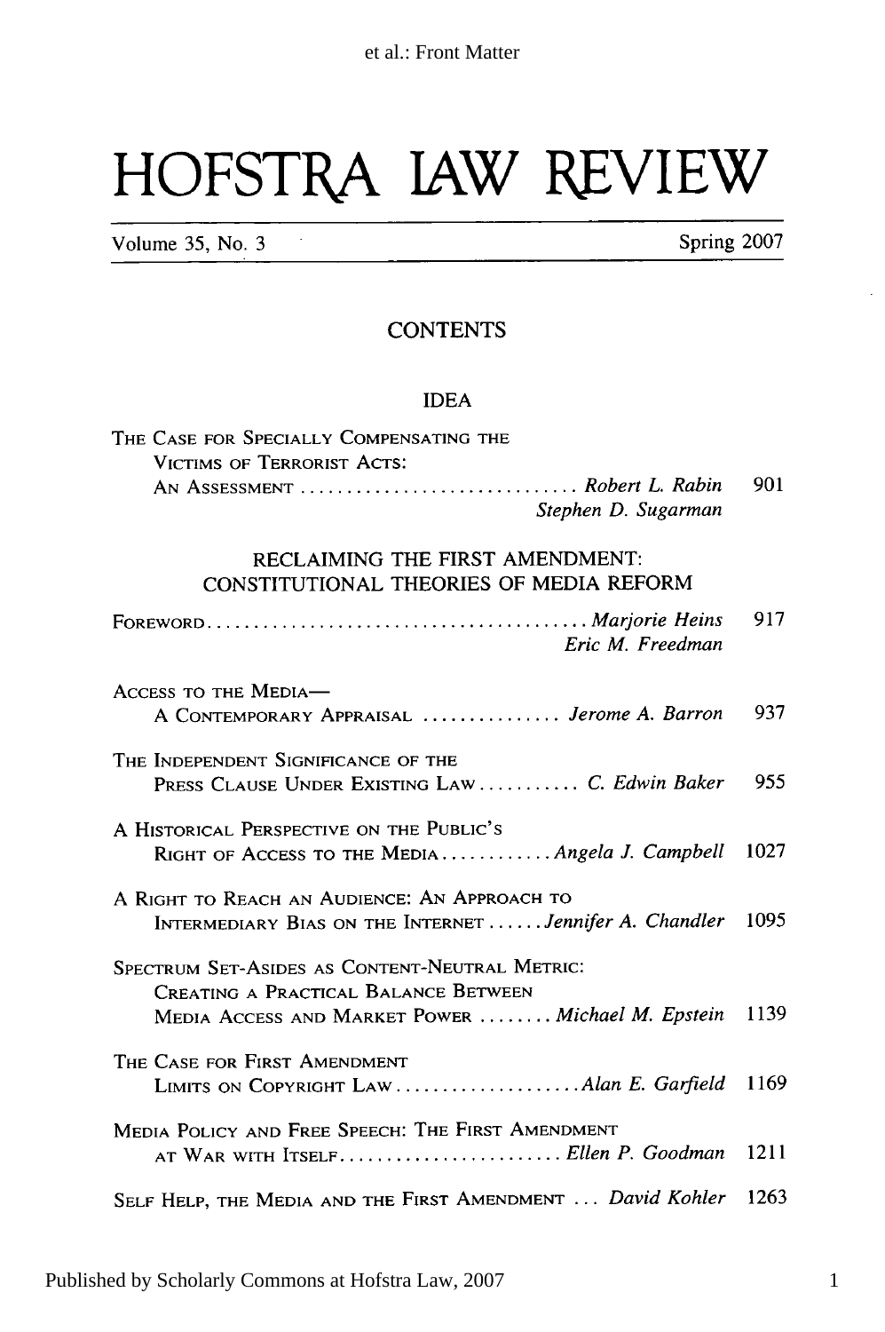# HOFSTRA LAW REVIEW

Volume 35, No. 3 Spring 2007

## CONTENTS

### IDEA

THE CASE FOR SPECIALLY COMPENSATING THE VICTIMS OF TERRORIST ACTS: AN ASSESSMENT .............................. *Robert L. Rabin* *Stephen D. Sugarman* 901

### RECLAIMING THE FIRST AMENDMENT: CONSTITUTIONAL THEORIES OF MEDIA REFORM

FOREWORD......................................... *Marjorie Heins* *Eric M. Freedman* 917

ACCESS TO THE MEDIA— A CONTEMPORARY APPRAISAL ............... *Jerome A. Barron* 937

THE INDEPENDENT SIGNIFICANCE OF THE PRESS CLAUSE UNDER EXISTING LAW........... *C. Edwin Baker* 955

A HISTORICAL PERSPECTIVE ON THE PUBLIC'S RIGHT OF ACCESS TO THE MEDIA............ *Angela J. Campbell* 1027

A RIGHT TO REACH AN AUDIENCE: AN APPROACH TO INTERMEDIARY BIAS ON THE INTERNET ...... *Jennifer A. Chandler* 1095

SPECTRUM SET-ASIDES AS CONTENT-NEUTRAL METRIC: CREATING A PRACTICAL BALANCE BETWEEN MEDIA ACCESS AND MARKET POWER ........ *Michael M. Epstein* 1139

THE CASE FOR FIRST AMENDMENT LIMITS ON COPYRIGHT LAW.................... *Alan E. Garfield* 1169

MEDIA POLICY AND FREE SPEECH: THE FIRST AMENDMENT AT WAR WITH ITSELF........................ *Ellen P. Goodman* 1211

SELF HELP, THE MEDIA AND THE FIRST AMENDMENT ... *David Kohler* 1263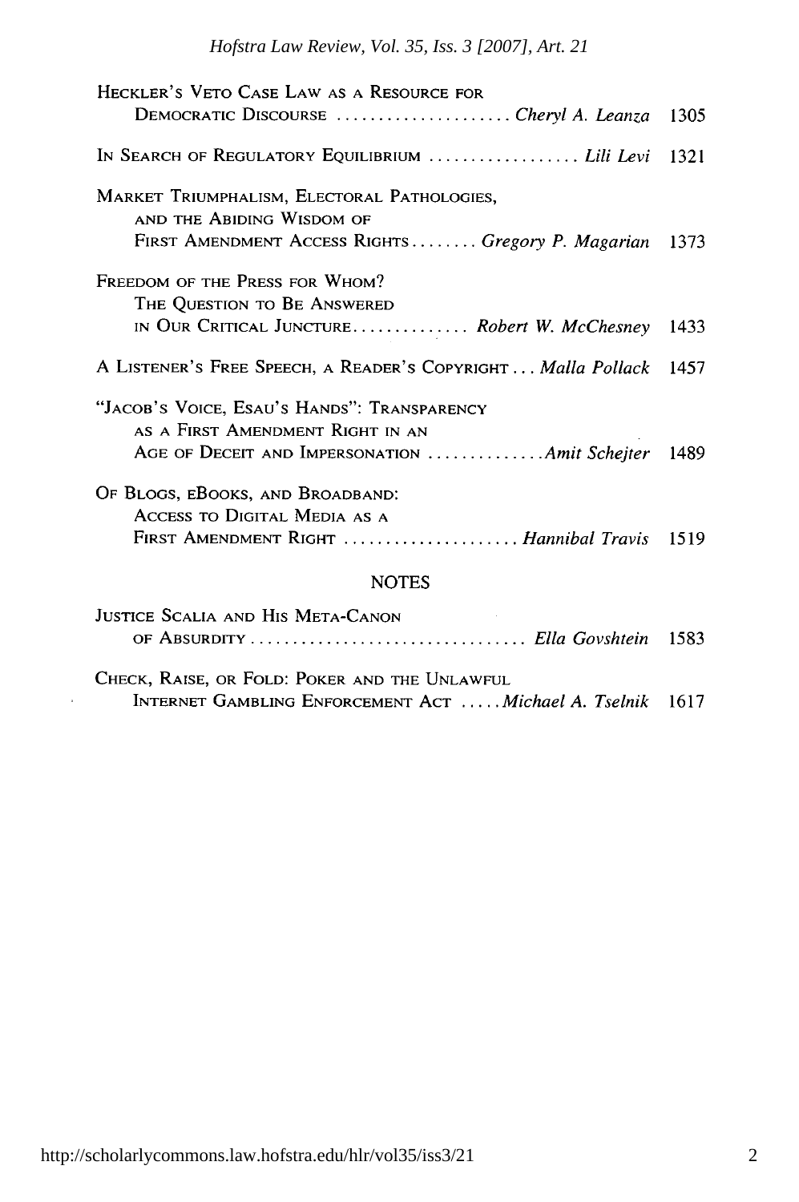HECKLER'S VETO CASE LAW AS A RESOURCE FOR DEMOCRATIC DISCOURSE ..................... *Cheryl A. Leanza* 1305

IN SEARCH OF REGULATORY EQUILIBRIUM .................. *Lili Levi* 1321

MARKET TRIUMPHALISM, ELECTORAL PATHOLOGIES, AND THE ABIDING WISDOM OF FIRST AMENDMENT ACCESS RIGHTS ........ *Gregory P. Magarian* 1373

FREEDOM OF THE PRESS FOR WHOM? THE QUESTION TO BE ANSWERED IN OUR CRITICAL JUNCTURE.............. *Robert W. McChesney* 1433

A LISTENER'S FREE SPEECH, A READER'S COPYRIGHT ... *Malla Pollack* 1457

"JACOB'S VOICE, ESAU'S HANDS": TRANSPARENCY AS A FIRST AMENDMENT RIGHT IN AN AGE OF DECEIT AND IMPERSONATION .............*Amit Schejter* 1489

OF BLOGS, EBOOKS, AND BROADBAND: ACCESS TO DIGITAL MEDIA AS A FIRST AMENDMENT RIGHT ..................... *Hannibal Travis* 1519

## NOTES

JUSTICE SCALIA AND HIS META-CANON OF ABSURDITY ................................. *Ella Govshtein* 1583

CHECK, RAISE, OR FOLD: POKER AND THE UNLAWFUL INTERNET GAMBLING ENFORCEMENT ACT .....*Michael A. Tselnik* 1617